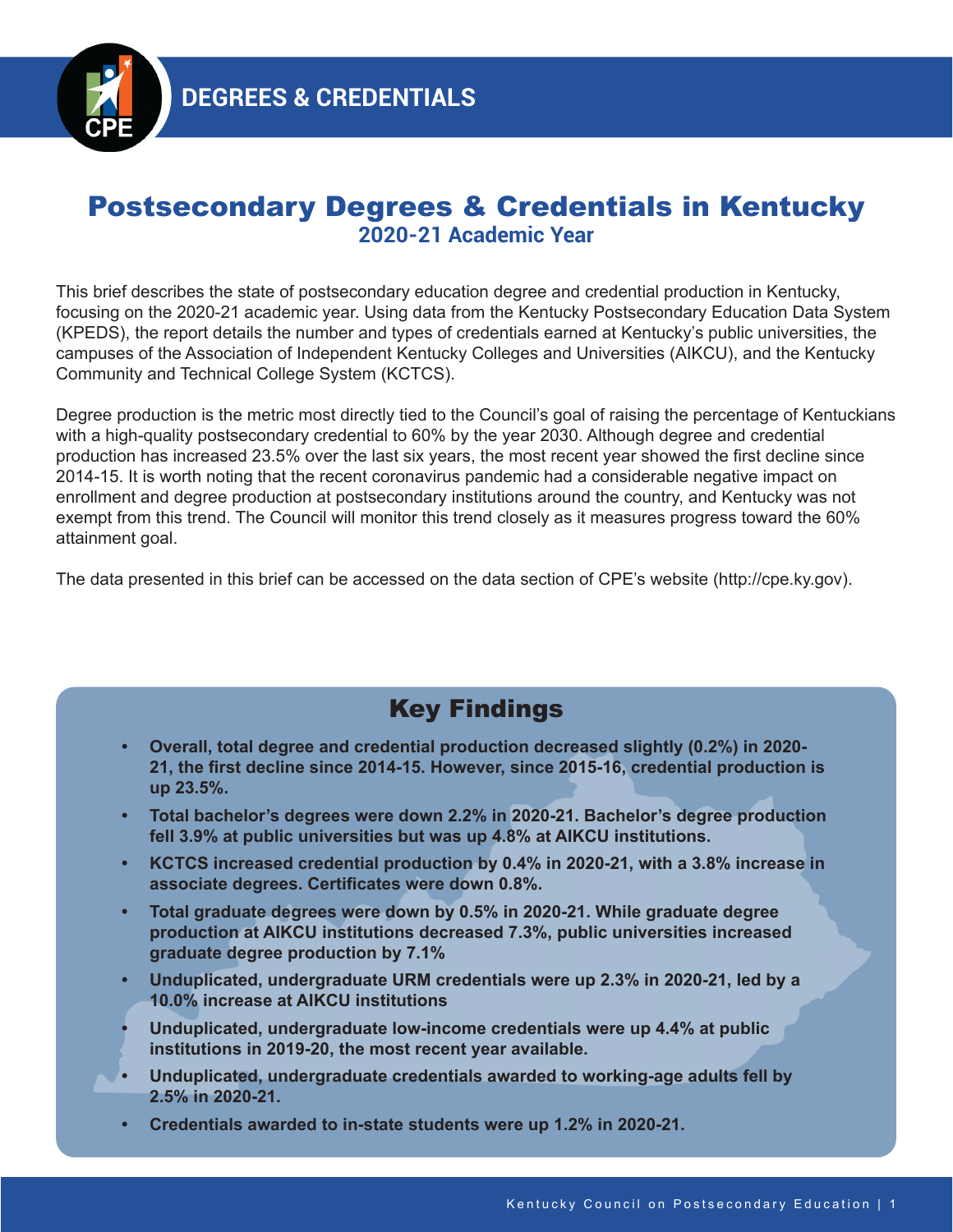DEGREES & CREDENTIALS

# Postsecondary Degrees & Credentials in Kentucky

## 2020-21 Academic Year

This brief describes the state of postsecondary education degree and credential production in Kentucky, focusing on the 2020-21 academic year. Using data from the Kentucky Postsecondary Education Data System (KPEDS), the report details the number and types of credentials earned at Kentucky's public universities, the campuses of the Association of Independent Kentucky Colleges and Universities (AIKCU), and the Kentucky Community and Technical College System (KCTCS).

Degree production is the metric most directly tied to the Council's goal of raising the percentage of Kentuckians with a high-quality postsecondary credential to 60% by the year 2030. Although degree and credential production has increased 23.5% over the last six years, the most recent year showed the first decline since 2014-15. It is worth noting that the recent coronavirus pandemic had a considerable negative impact on enrollment and degree production at postsecondary institutions around the country, and Kentucky was not exempt from this trend. The Council will monitor this trend closely as it measures progress toward the 60% attainment goal.

The data presented in this brief can be accessed on the data section of CPE's website (http://cpe.ky.gov).

## Key Findings

- **Overall, total degree and credential production decreased slightly (0.2%) in 2020-21, the first decline since 2014-15. However, since 2015-16, credential production is up 23.5%.**
- **Total bachelor's degrees were down 2.2% in 2020-21. Bachelor's degree production fell 3.9% at public universities but was up 4.8% at AIKCU institutions.**
- **KCTCS increased credential production by 0.4% in 2020-21, with a 3.8% increase in associate degrees. Certificates were down 0.8%.**
- **Total graduate degrees were down by 0.5% in 2020-21. While graduate degree production at AIKCU institutions decreased 7.3%, public universities increased graduate degree production by 7.1%**
- **Unduplicated, undergraduate URM credentials were up 2.3% in 2020-21, led by a 10.0% increase at AIKCU institutions**
- **Unduplicated, undergraduate low-income credentials were up 4.4% at public institutions in 2019-20, the most recent year available.**
- **Unduplicated, undergraduate credentials awarded to working-age adults fell by 2.5% in 2020-21.**
- **Credentials awarded to in-state students were up 1.2% in 2020-21.**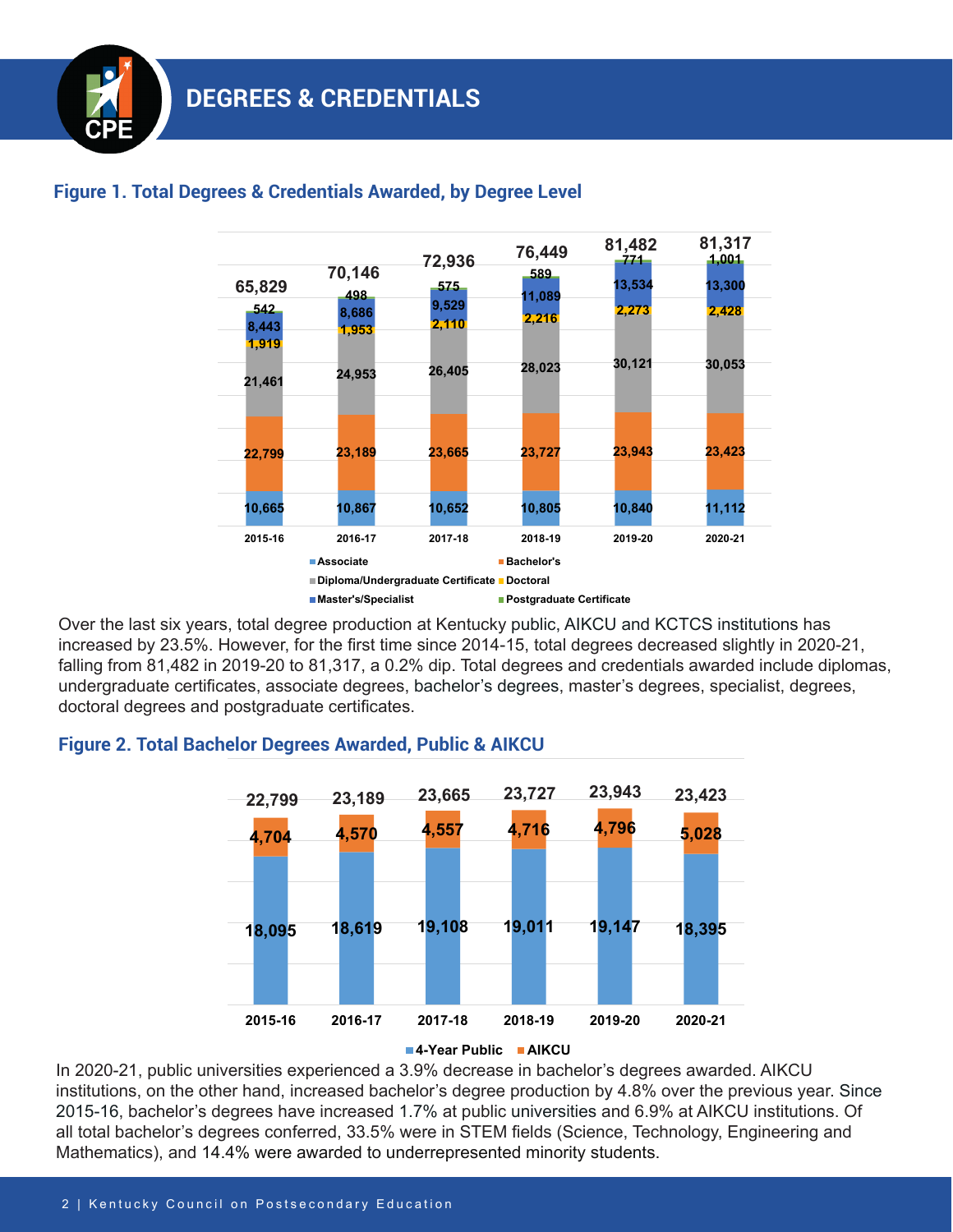# DEGREES & CREDENTIALS

### Figure 1. Total Degrees & Credentials Awarded, by Degree Level

| Degree Level | 2015-16 | 2016-17 | 2017-18 | 2018-19 | 2019-20 | 2020-21 |
|---|---|---|---|---|---|---|
| Associate | 10,665 | 10,867 | 10,652 | 10,805 | 10,840 | 11,112 |
| Bachelor's | 22,799 | 23,189 | 23,665 | 23,727 | 23,943 | 23,423 |
| Diploma/Undergraduate Certificate | 21,461 | 24,953 | 26,405 | 28,023 | 30,121 | 30,053 |
| Doctoral | 1,919 | 1,953 | 2,110 | 2,216 | 2,273 | 2,428 |
| Master's/Specialist | 8,443 | 8,686 | 9,529 | 11,089 | 13,534 | 13,300 |
| Postgraduate Certificate | 542 | 498 | 575 | 589 | 771 | 1,001 |
| Total | 65,829 | 70,146 | 72,936 | 76,449 | 81,482 | 81,317 |

Over the last six years, total degree production at Kentucky public, AIKCU and KCTCS institutions has increased by 23.5%. However, for the first time since 2014-15, total degrees decreased slightly in 2020-21, falling from 81,482 in 2019-20 to 81,317, a 0.2% dip. Total degrees and credentials awarded include diplomas, undergraduate certificates, associate degrees, bachelor's degrees, master's degrees, specialist, degrees, doctoral degrees and postgraduate certificates.

### Figure 2. Total Bachelor Degrees Awarded, Public & AIKCU

| | 2015-16 | 2016-17 | 2017-18 | 2018-19 | 2019-20 | 2020-21 |
|---|---|---|---|---|---|---|
| 4-Year Public | 18,095 | 18,619 | 19,108 | 19,011 | 19,147 | 18,395 |
| AIKCU | 4,704 | 4,570 | 4,557 | 4,716 | 4,796 | 5,028 |
| Total | 22,799 | 23,189 | 23,665 | 23,727 | 23,943 | 23,423 |

In 2020-21, public universities experienced a 3.9% decrease in bachelor's degrees awarded. AIKCU institutions, on the other hand, increased bachelor's degree production by 4.8% over the previous year. Since 2015-16, bachelor's degrees have increased 1.7% at public universities and 6.9% at AIKCU institutions. Of all total bachelor's degrees conferred, 33.5% were in STEM fields (Science, Technology, Engineering and Mathematics), and 14.4% were awarded to underrepresented minority students.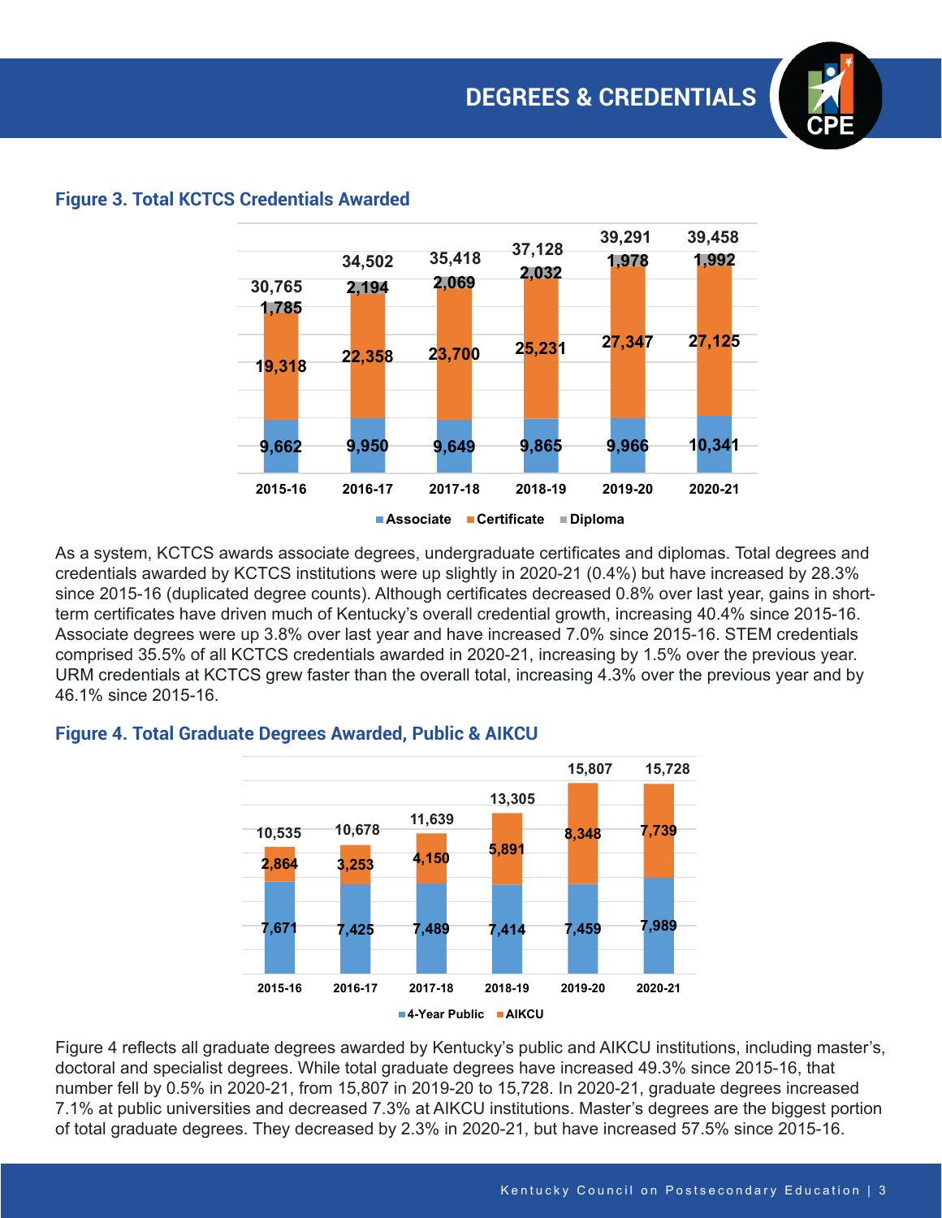## DEGREES & CREDENTIALS

### Figure 3. Total KCTCS Credentials Awarded

| | 2015-16 | 2016-17 | 2017-18 | 2018-19 | 2019-20 | 2020-21 |
|---|---|---|---|---|---|---|
| Associate | 9,662 | 9,950 | 9,649 | 9,865 | 9,966 | 10,341 |
| Certificate | 19,318 | 22,358 | 23,700 | 25,231 | 27,347 | 27,125 |
| Diploma | 1,785 | 2,194 | 2,069 | 2,032 | 1,978 | 1,992 |
| Total | 30,765 | 34,502 | 35,418 | 37,128 | 39,291 | 39,458 |

As a system, KCTCS awards associate degrees, undergraduate certificates and diplomas. Total degrees and credentials awarded by KCTCS institutions were up slightly in 2020-21 (0.4%) but have increased by 28.3% since 2015-16 (duplicated degree counts). Although certificates decreased 0.8% over last year, gains in short-term certificates have driven much of Kentucky's overall credential growth, increasing 40.4% since 2015-16. Associate degrees were up 3.8% over last year and have increased 7.0% since 2015-16. STEM credentials comprised 35.5% of all KCTCS credentials awarded in 2020-21, increasing by 1.5% over the previous year. URM credentials at KCTCS grew faster than the overall total, increasing 4.3% over the previous year and by 46.1% since 2015-16.

### Figure 4. Total Graduate Degrees Awarded, Public & AICKU

| | 2015-16 | 2016-17 | 2017-18 | 2018-19 | 2019-20 | 2020-21 |
|---|---|---|---|---|---|---|
| 4-Year Public | 7,671 | 7,425 | 7,489 | 7,414 | 7,459 | 7,989 |
| AICKU | 2,864 | 3,253 | 4,150 | 5,891 | 8,348 | 7,739 |
| Total | 10,535 | 10,678 | 11,639 | 13,305 | 15,807 | 15,728 |

Figure 4 reflects all graduate degrees awarded by Kentucky's public and AICKU institutions, including master's, doctoral and specialist degrees. While total graduate degrees have increased 49.3% since 2015-16, that number fell by 0.5% in 2020-21, from 15,807 in 2019-20 to 15,728. In 2020-21, graduate degrees increased 7.1% at public universities and decreased 7.3% at AICKU institutions. Master's degrees are the biggest portion of total graduate degrees. They decreased by 2.3% in 2020-21, but have increased 57.5% since 2015-16.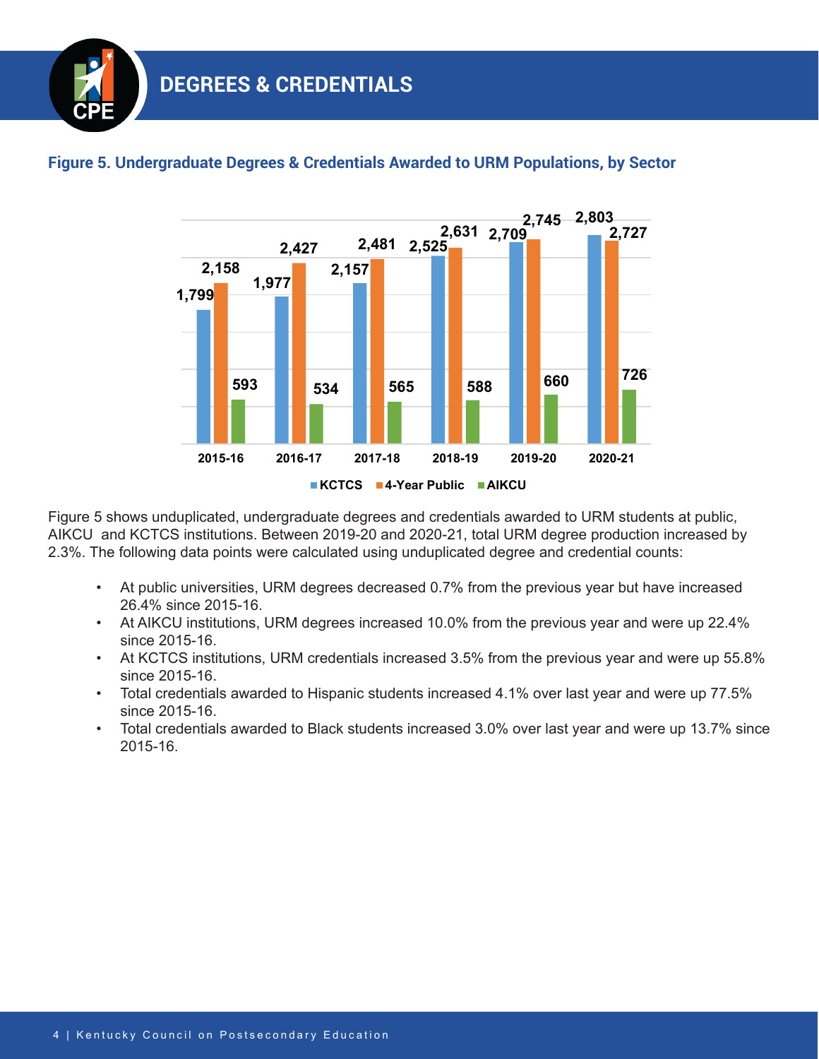# DEGREES & CREDENTIALS

### Figure 5. Undergraduate Degrees & Credentials Awarded to URM Populations, by Sector

| | KCTCS | 4-Year Public | AIKCU |
|---|---|---|---|
| 2015-16 | 1,799 | 2,158 | 593 |
| 2016-17 | 1,977 | 2,427 | 534 |
| 2017-18 | 2,157 | 2,481 | 565 |
| 2018-19 | 2,525 | 2,631 | 588 |
| 2019-20 | 2,709 | 2,745 | 660 |
| 2020-21 | 2,803 | 2,727 | 726 |

Figure 5 shows unduplicated, undergraduate degrees and credentials awarded to URM students at public, AIKCU and KCTCS institutions. Between 2019-20 and 2020-21, total URM degree production increased by 2.3%. The following data points were calculated using unduplicated degree and credential counts:

- At public universities, URM degrees decreased 0.7% from the previous year but have increased 26.4% since 2015-16.
- At AIKCU institutions, URM degrees increased 10.0% from the previous year and were up 22.4% since 2015-16.
- At KCTCS institutions, URM credentials increased 3.5% from the previous year and were up 55.8% since 2015-16.
- Total credentials awarded to Hispanic students increased 4.1% over last year and were up 77.5% since 2015-16.
- Total credentials awarded to Black students increased 3.0% over last year and were up 13.7% since 2015-16.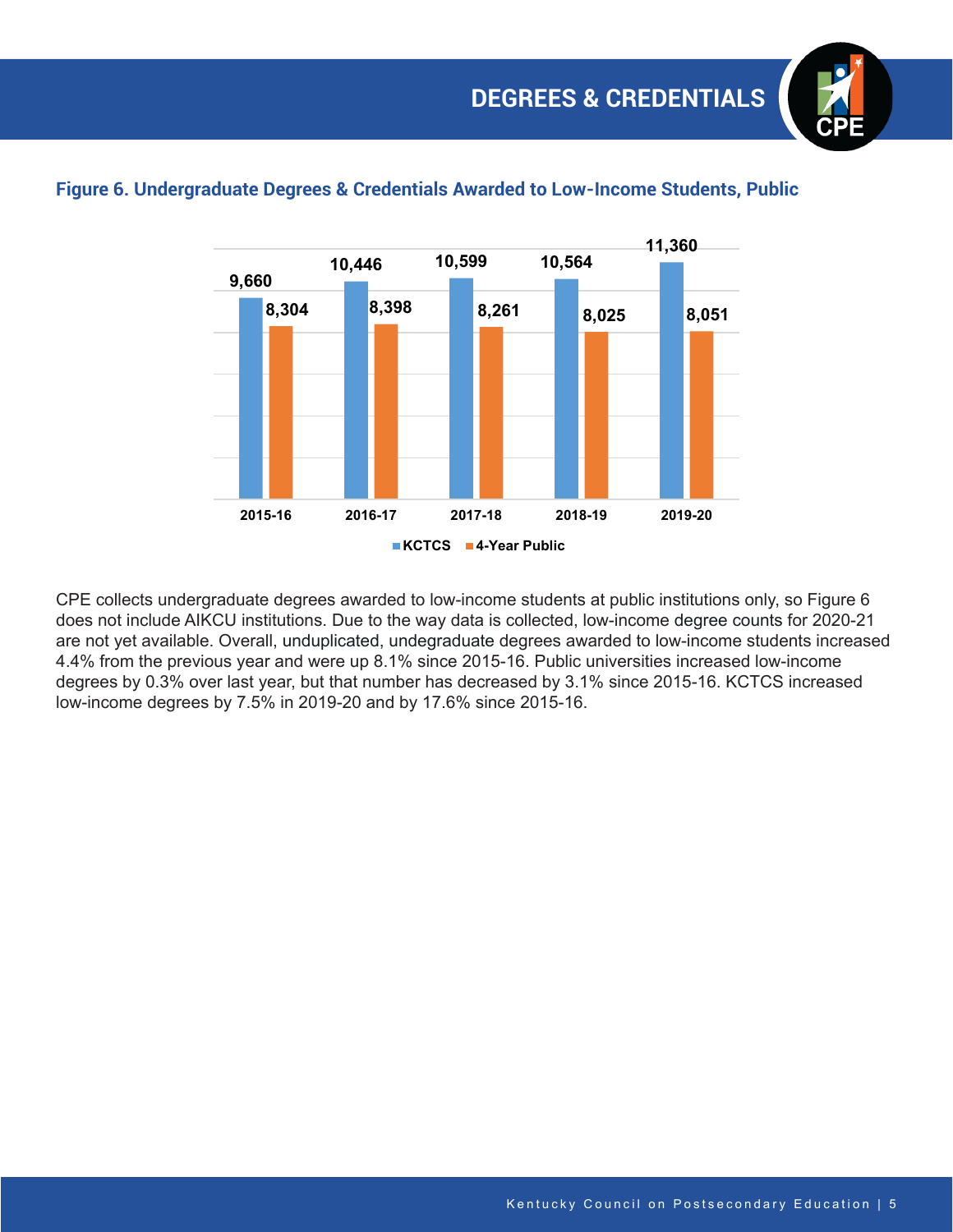# DEGREES & CREDENTIALS

### Figure 6. Undergraduate Degrees & Credentials Awarded to Low-Income Students, Public

| | 2015-16 | 2016-17 | 2017-18 | 2018-19 | 2019-20 |
|---|---|---|---|---|---|
| KCTCS | 9,660 | 10,446 | 10,599 | 10,564 | 11,360 |
| 4-Year Public | 8,304 | 8,398 | 8,261 | 8,025 | 8,051 |

CPE collects undergraduate degrees awarded to low-income students at public institutions only, so Figure 6 does not include AIKCU institutions. Due to the way data is collected, low-income degree counts for 2020-21 are not yet available. Overall, unduplicated, undegraduate degrees awarded to low-income students increased 4.4% from the previous year and were up 8.1% since 2015-16. Public universities increased low-income degrees by 0.3% over last year, but that number has decreased by 3.1% since 2015-16. KCTCS increased low-income degrees by 7.5% in 2019-20 and by 17.6% since 2015-16.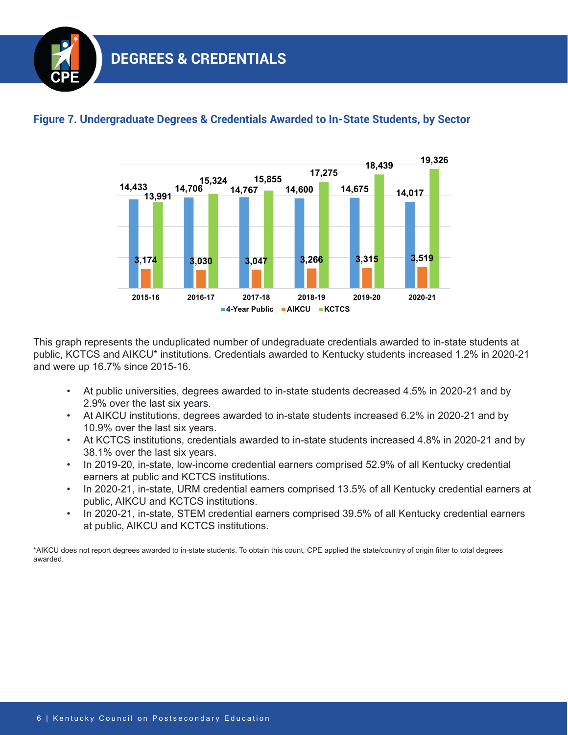# DEGREES & CREDENTIALS

### Figure 7. Undergraduate Degrees & Credentials Awarded to In-State Students, by Sector

| | 2015-16 | 2016-17 | 2017-18 | 2018-19 | 2019-20 | 2020-21 |
|---|---|---|---|---|---|---|
| 4-Year Public | 14,433 | 14,706 | 14,767 | 14,600 | 14,675 | 14,017 |
| AIKCU | 3,174 | 3,030 | 3,047 | 3,266 | 3,315 | 3,519 |
| KCTCS | 13,991 | 15,324 | 15,855 | 17,275 | 18,439 | 19,326 |

This graph represents the unduplicated number of undegraduate credentials awarded to in-state students at public, KCTCS and AIKCU* institutions. Credentials awarded to Kentucky students increased 1.2% in 2020-21 and were up 16.7% since 2015-16.

- At public universities, degrees awarded to in-state students decreased 4.5% in 2020-21 and by 2.9% over the last six years.
- At AIKCU institutions, degrees awarded to in-state students increased 6.2% in 2020-21 and by 10.9% over the last six years.
- At KCTCS institutions, credentials awarded to in-state students increased 4.8% in 2020-21 and by 38.1% over the last six years.
- In 2019-20, in-state, low-income credential earners comprised 52.9% of all Kentucky credential earners at public and KCTCS institutions.
- In 2020-21, in-state, URM credential earners comprised 13.5% of all Kentucky credential earners at public, AIKCU and KCTCS institutions.
- In 2020-21, in-state, STEM credential earners comprised 39.5% of all Kentucky credential earners at public, AIKCU and KCTCS institutions.

*AIKCU does not report degrees awarded to in-state students. To obtain this count, CPE applied the state/country of origin filter to total degrees awarded.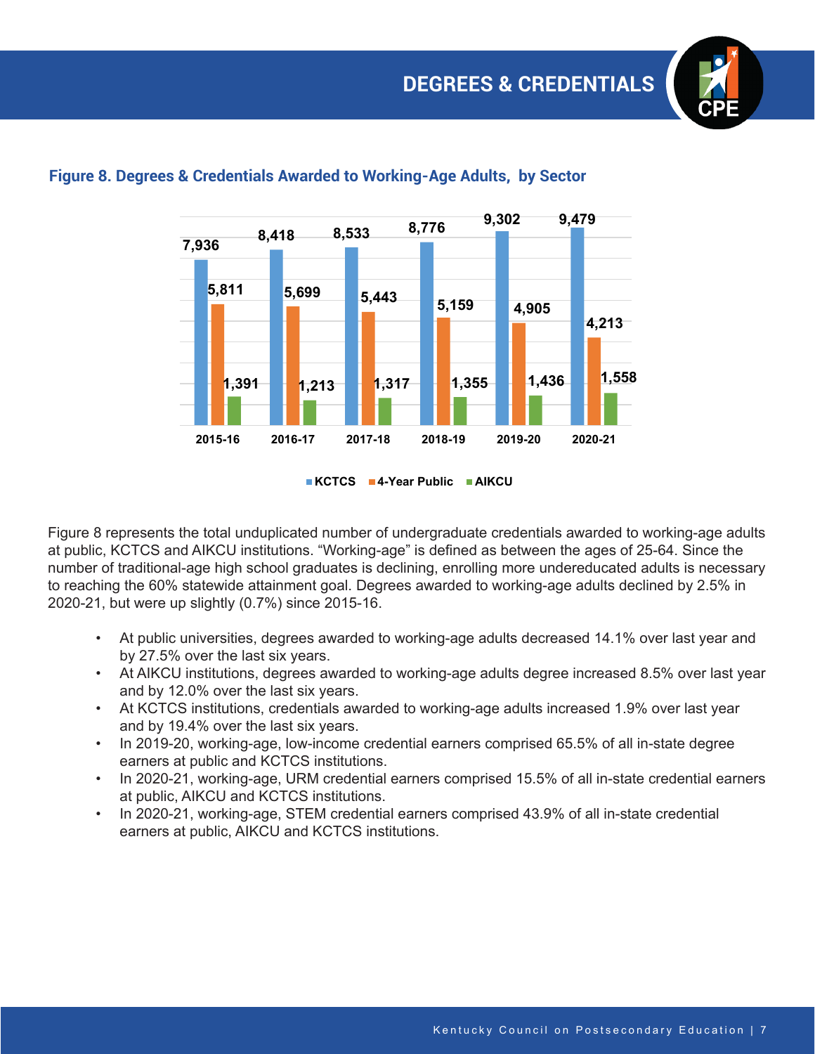# DEGREES & CREDENTIALS

### Figure 8. Degrees & Credentials Awarded to Working-Age Adults, by Sector

| | 2015-16 | 2016-17 | 2017-18 | 2018-19 | 2019-20 | 2020-21 |
|---|---|---|---|---|---|---|
| KCTCS | 7,936 | 8,418 | 8,533 | 8,776 | 9,302 | 9,479 |
| 4-Year Public | 5,811 | 5,699 | 5,443 | 5,159 | 4,905 | 4,213 |
| AIKCU | 1,391 | 1,213 | 1,317 | 1,355 | 1,436 | 1,558 |

Figure 8 represents the total unduplicated number of undergraduate credentials awarded to working-age adults at public, KCTCS and AIKCU institutions. "Working-age" is defined as between the ages of 25-64. Since the number of traditional-age high school graduates is declining, enrolling more undereducated adults is necessary to reaching the 60% statewide attainment goal. Degrees awarded to working-age adults declined by 2.5% in 2020-21, but were up slightly (0.7%) since 2015-16.

- At public universities, degrees awarded to working-age adults decreased 14.1% over last year and by 27.5% over the last six years.
- At AIKCU institutions, degrees awarded to working-age adults degree increased 8.5% over last year and by 12.0% over the last six years.
- At KCTCS institutions, credentials awarded to working-age adults increased 1.9% over last year and by 19.4% over the last six years.
- In 2019-20, working-age, low-income credential earners comprised 65.5% of all in-state degree earners at public and KCTCS institutions.
- In 2020-21, working-age, URM credential earners comprised 15.5% of all in-state credential earners at public, AIKCU and KCTCS institutions.
- In 2020-21, working-age, STEM credential earners comprised 43.9% of all in-state credential earners at public, AIKCU and KCTCS institutions.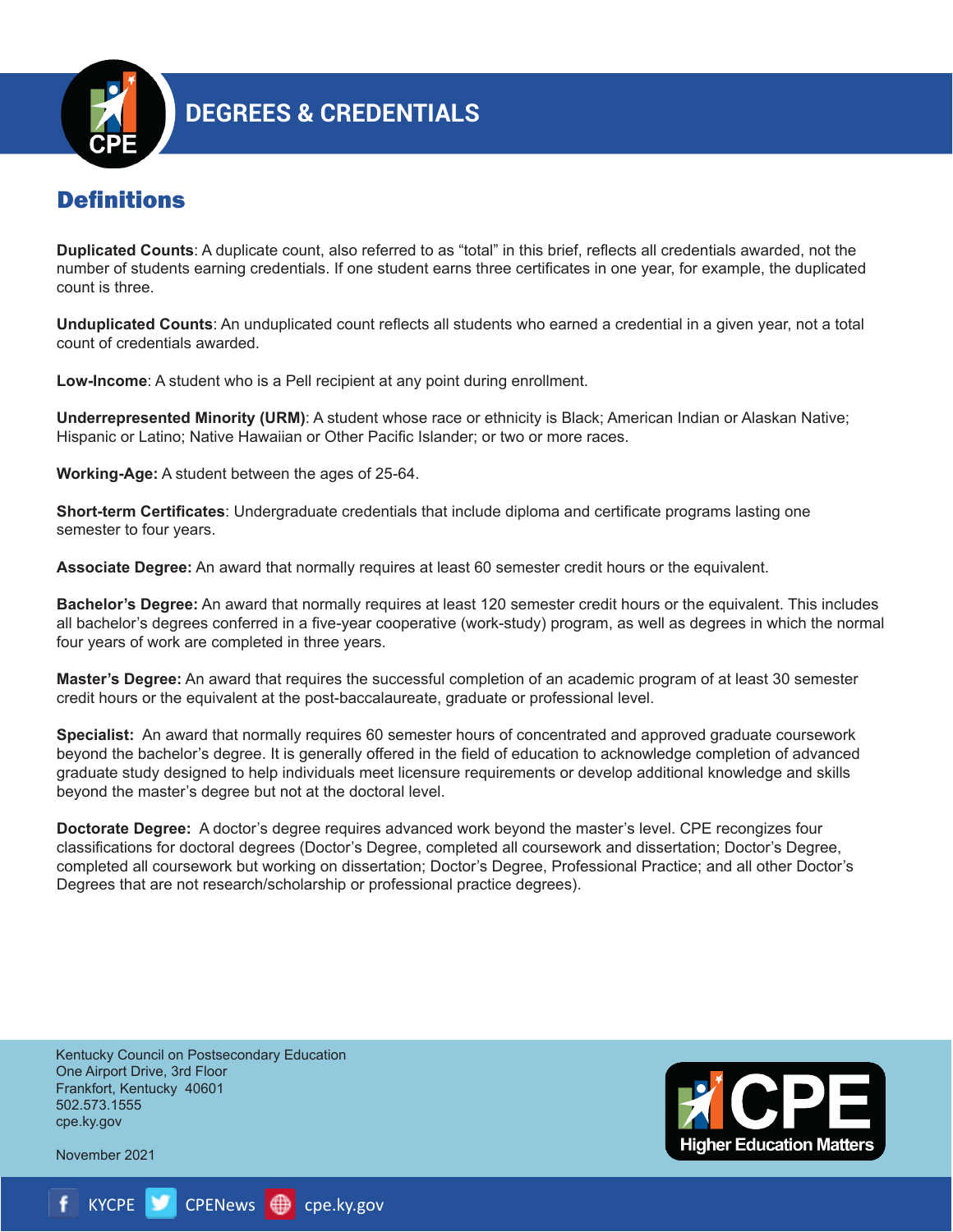# DEGREES & CREDENTIALS

## Definitions

**Duplicated Counts**: A duplicate count, also referred to as "total" in this brief, reflects all credentials awarded, not the number of students earning credentials. If one student earns three certificates in one year, for example, the duplicated count is three.

**Unduplicated Counts**: An unduplicated count reflects all students who earned a credential in a given year, not a total count of credentials awarded.

**Low-Income**: A student who is a Pell recipient at any point during enrollment.

**Underrepresented Minority (URM)**: A student whose race or ethnicity is Black; American Indian or Alaskan Native; Hispanic or Latino; Native Hawaiian or Other Pacific Islander; or two or more races.

**Working-Age:** A student between the ages of 25-64.

**Short-term Certificates**: Undergraduate credentials that include diploma and certificate programs lasting one semester to four years.

**Associate Degree:** An award that normally requires at least 60 semester credit hours or the equivalent.

**Bachelor's Degree:** An award that normally requires at least 120 semester credit hours or the equivalent. This includes all bachelor's degrees conferred in a five-year cooperative (work-study) program, as well as degrees in which the normal four years of work are completed in three years.

**Master's Degree:** An award that requires the successful completion of an academic program of at least 30 semester credit hours or the equivalent at the post-baccalaureate, graduate or professional level.

**Specialist:** An award that normally requires 60 semester hours of concentrated and approved graduate coursework beyond the bachelor's degree. It is generally offered in the field of education to acknowledge completion of advanced graduate study designed to help individuals meet licensure requirements or develop additional knowledge and skills beyond the master's degree but not at the doctoral level.

**Doctorate Degree:** A doctor's degree requires advanced work beyond the master's level. CPE recongizes four classifications for doctoral degrees (Doctor's Degree, completed all coursework and dissertation; Doctor's Degree, completed all coursework but working on dissertation; Doctor's Degree, Professional Practice; and all other Doctor's Degrees that are not research/scholarship or professional practice degrees).

Kentucky Council on Postsecondary Education
One Airport Drive, 3rd Floor
Frankfort, Kentucky 40601
502.573.1555
cpe.ky.gov

November 2021

CPE Higher Education Matters

KYCPE CPENews cpe.ky.gov